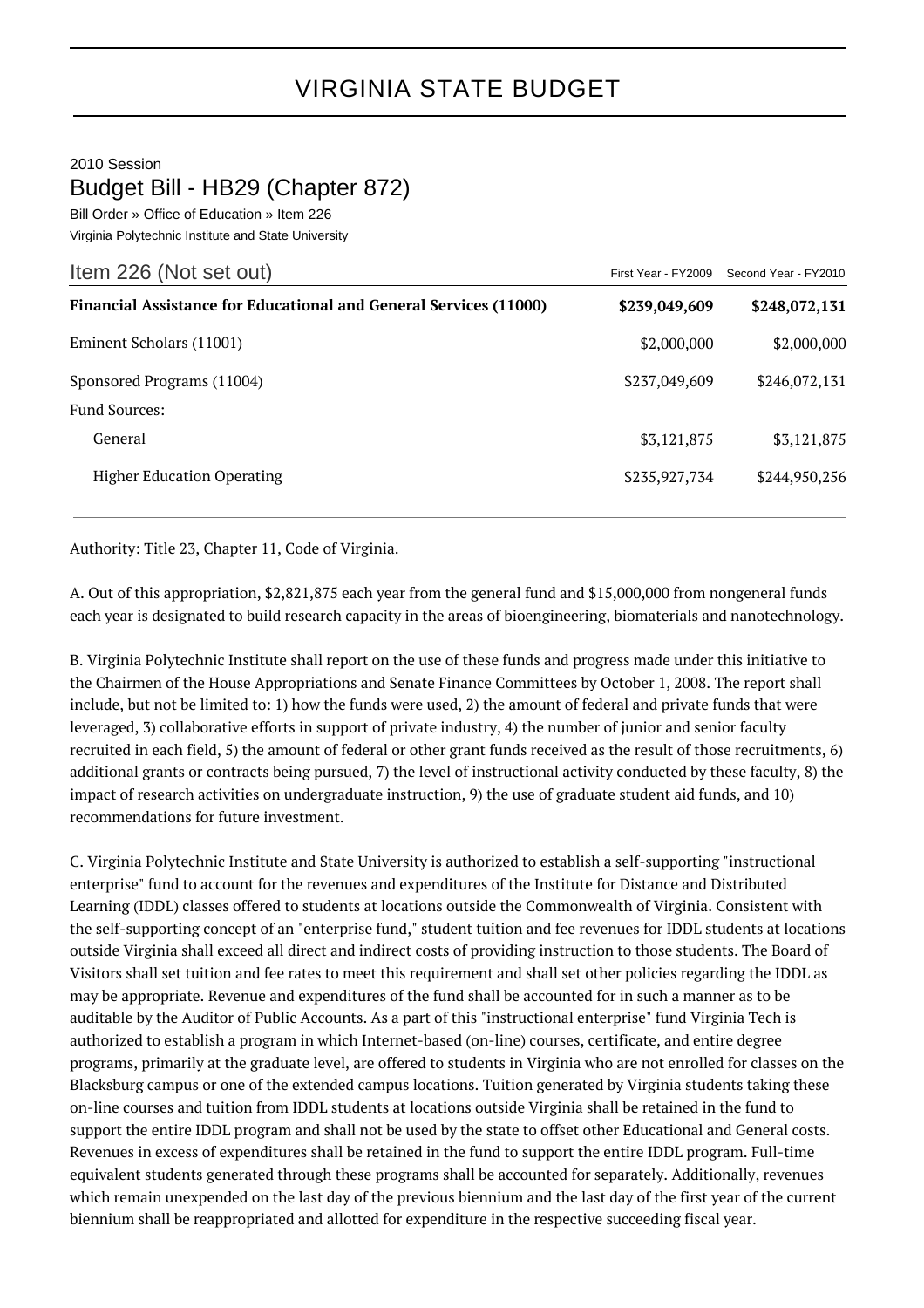# VIRGINIA STATE BUDGET

2010 Session

## Budget Bill - HB29 (Chapter 872)

Bill Order » Office of Education » Item 226

Virginia Polytechnic Institute and State University

| Item 226 (Not set out) | First Year - FY2009 | Second Year - FY2010 |
|---|---|---|
| **Financial Assistance for Educational and General Services (11000)** | **$239,049,609** | **$248,072,131** |
| Eminent Scholars (11001) | $2,000,000 | $2,000,000 |
| Sponsored Programs (11004) | $237,049,609 | $246,072,131 |
| Fund Sources: | | |
| General | $3,121,875 | $3,121,875 |
| Higher Education Operating | $235,927,734 | $244,950,256 |

Authority: Title 23, Chapter 11, Code of Virginia.

A. Out of this appropriation, $2,821,875 each year from the general fund and $15,000,000 from nongeneral funds each year is designated to build research capacity in the areas of bioengineering, biomaterials and nanotechnology.

B. Virginia Polytechnic Institute shall report on the use of these funds and progress made under this initiative to the Chairmen of the House Appropriations and Senate Finance Committees by October 1, 2008. The report shall include, but not be limited to: 1) how the funds were used, 2) the amount of federal and private funds that were leveraged, 3) collaborative efforts in support of private industry, 4) the number of junior and senior faculty recruited in each field, 5) the amount of federal or other grant funds received as the result of those recruitments, 6) additional grants or contracts being pursued, 7) the level of instructional activity conducted by these faculty, 8) the impact of research activities on undergraduate instruction, 9) the use of graduate student aid funds, and 10) recommendations for future investment.

C. Virginia Polytechnic Institute and State University is authorized to establish a self-supporting "instructional enterprise" fund to account for the revenues and expenditures of the Institute for Distance and Distributed Learning (IDDL) classes offered to students at locations outside the Commonwealth of Virginia. Consistent with the self-supporting concept of an "enterprise fund," student tuition and fee revenues for IDDL students at locations outside Virginia shall exceed all direct and indirect costs of providing instruction to those students. The Board of Visitors shall set tuition and fee rates to meet this requirement and shall set other policies regarding the IDDL as may be appropriate. Revenue and expenditures of the fund shall be accounted for in such a manner as to be auditable by the Auditor of Public Accounts. As a part of this "instructional enterprise" fund Virginia Tech is authorized to establish a program in which Internet-based (on-line) courses, certificate, and entire degree programs, primarily at the graduate level, are offered to students in Virginia who are not enrolled for classes on the Blacksburg campus or one of the extended campus locations. Tuition generated by Virginia students taking these on-line courses and tuition from IDDL students at locations outside Virginia shall be retained in the fund to support the entire IDDL program and shall not be used by the state to offset other Educational and General costs. Revenues in excess of expenditures shall be retained in the fund to support the entire IDDL program. Full-time equivalent students generated through these programs shall be accounted for separately. Additionally, revenues which remain unexpended on the last day of the previous biennium and the last day of the first year of the current biennium shall be reappropriated and allotted for expenditure in the respective succeeding fiscal year.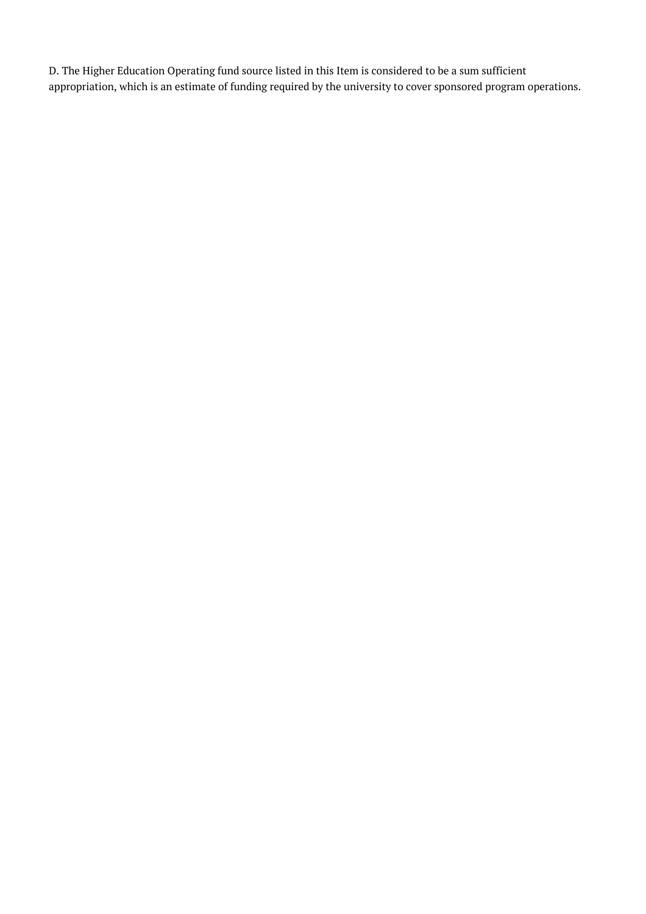D. The Higher Education Operating fund source listed in this Item is considered to be a sum sufficient appropriation, which is an estimate of funding required by the university to cover sponsored program operations.